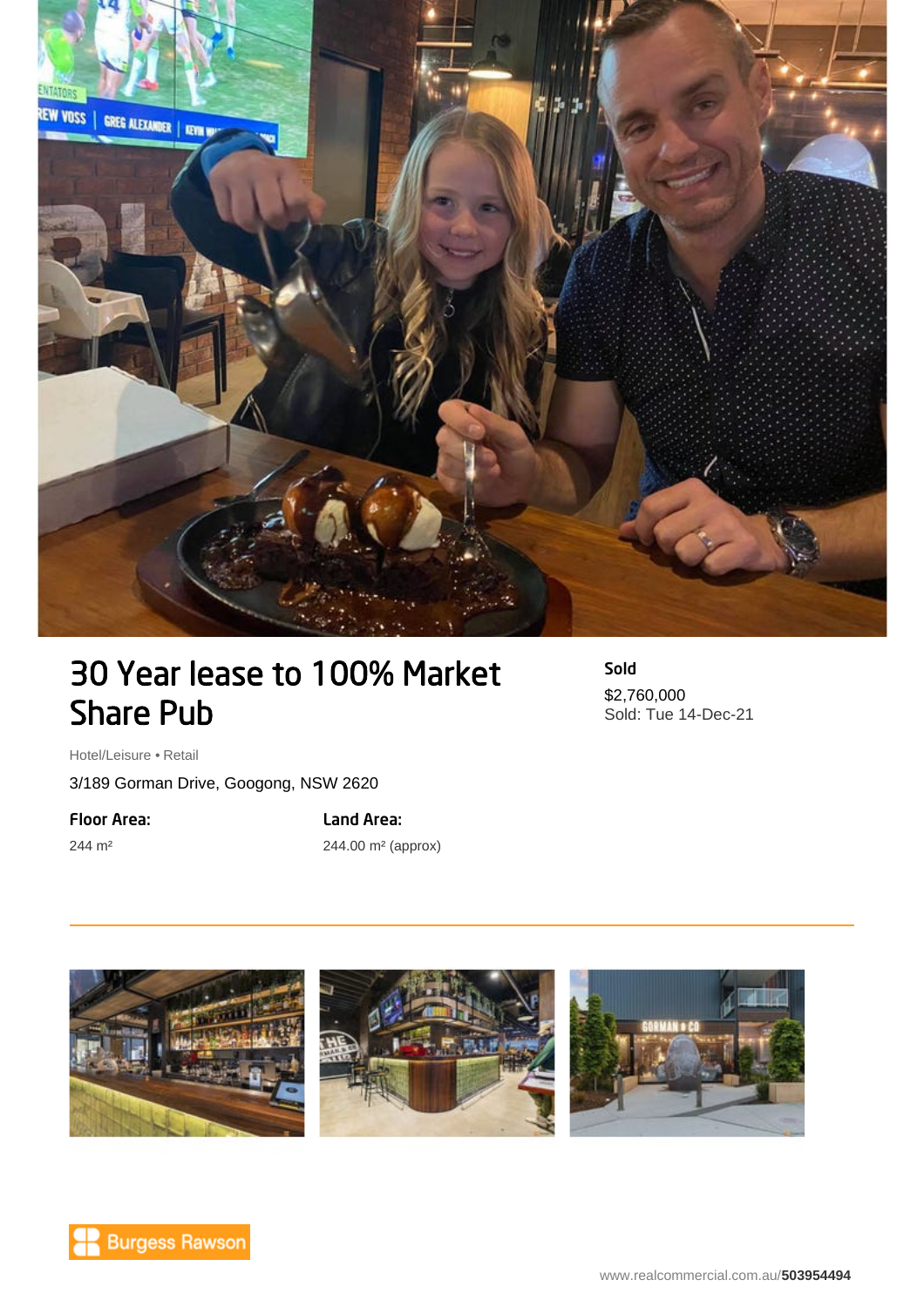# 30 Year lease to 100% Market Share Pub

**Sold**

$2,760,000

Sold: Tue 14-Dec-21

Hotel/Leisure • Retail

3/189 Gorman Drive, Googong, NSW 2620

| Floor Area: | Land Area: |
|---|---|
| 244 m² | 244.00 m² (approx) |

Burgess Rawson

www.realcommercial.com.au/**503954494**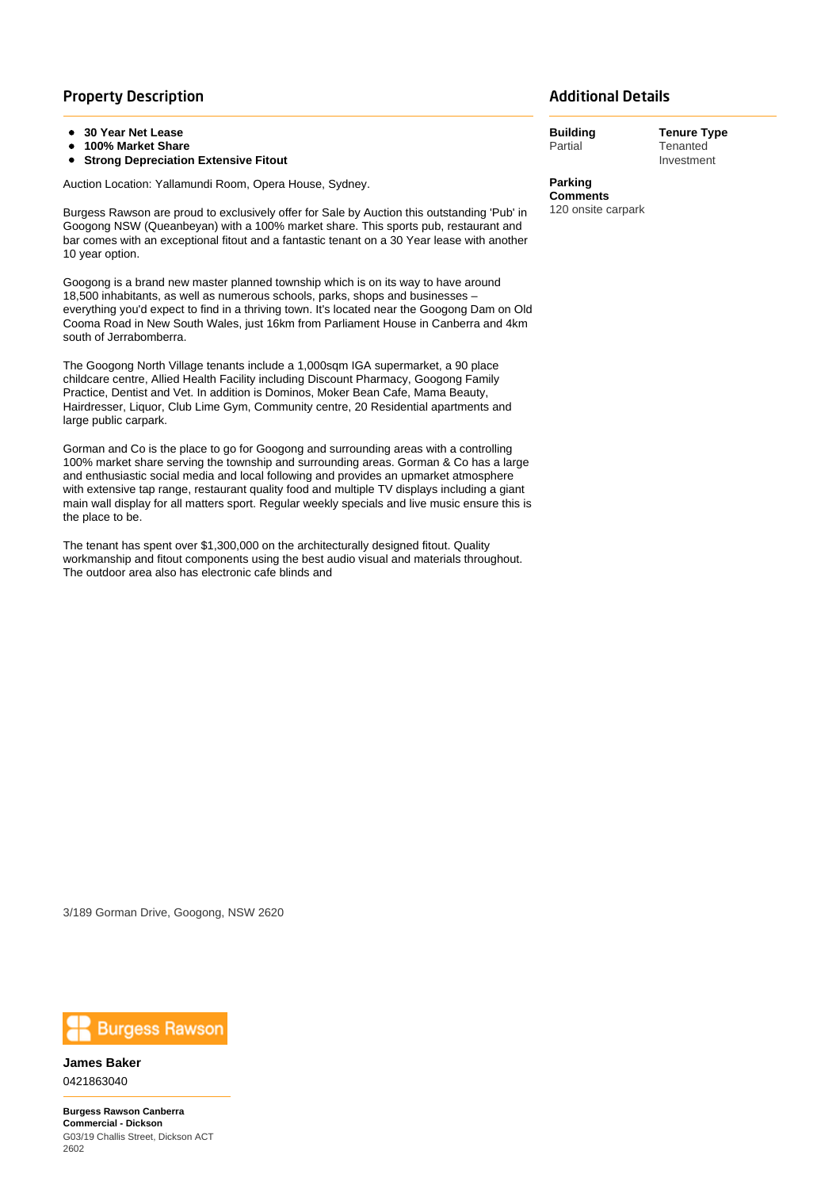## Property Description

- **30 Year Net Lease**
- **100% Market Share**
- **Strong Depreciation Extensive Fitout**

Auction Location: Yallamundi Room, Opera House, Sydney.

Burgess Rawson are proud to exclusively offer for Sale by Auction this outstanding 'Pub' in Googong NSW (Queanbeyan) with a 100% market share. This sports pub, restaurant and bar comes with an exceptional fitout and a fantastic tenant on a 30 Year lease with another 10 year option.

Googong is a brand new master planned township which is on its way to have around 18,500 inhabitants, as well as numerous schools, parks, shops and businesses – everything you'd expect to find in a thriving town. It's located near the Googong Dam on Old Cooma Road in New South Wales, just 16km from Parliament House in Canberra and 4km south of Jerrabomberra.

The Googong North Village tenants include a 1,000sqm IGA supermarket, a 90 place childcare centre, Allied Health Facility including Discount Pharmacy, Googong Family Practice, Dentist and Vet. In addition is Dominos, Moker Bean Cafe, Mama Beauty, Hairdresser, Liquor, Club Lime Gym, Community centre, 20 Residential apartments and large public carpark.

Gorman and Co is the place to go for Googong and surrounding areas with a controlling 100% market share serving the township and surrounding areas. Gorman & Co has a large and enthusiastic social media and local following and provides an upmarket atmosphere with extensive tap range, restaurant quality food and multiple TV displays including a giant main wall display for all matters sport. Regular weekly specials and live music ensure this is the place to be.

The tenant has spent over $1,300,000 on the architecturally designed fitout. Quality workmanship and fitout components using the best audio visual and materials throughout. The outdoor area also has electronic cafe blinds and

## Additional Details

**Building**
Partial

**Tenure Type**
Tenanted Investment

**Parking Comments**
120 onsite carpark

3/189 Gorman Drive, Googong, NSW 2620

Burgess Rawson

**James Baker**
0421863040

**Burgess Rawson Canberra Commercial - Dickson**
G03/19 Challis Street, Dickson ACT 2602